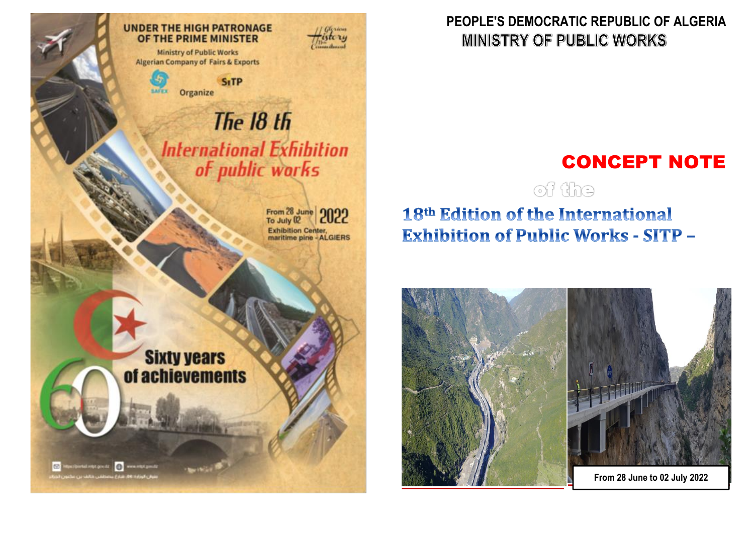UNDER THE HIGH PATRONAGE OF THE PRIME MINISTER

Ministry of Public Works
Algerian Company of Fairs & Exports

SAFEX SITP Organize

The 18 th International Exhibition of public works

From 28 June To July 02 2022
Exhibition Center, maritime pine - ALGIERS

Sixty years of achievements

# PEOPLE'S DEMOCRATIC REPUBLIC OF ALGERIA

## MINISTRY OF PUBLIC WORKS

# CONCEPT NOTE

of the

## 18th Edition of the International Exhibition of Public Works - SITP –

From 28 June to 02 July 2022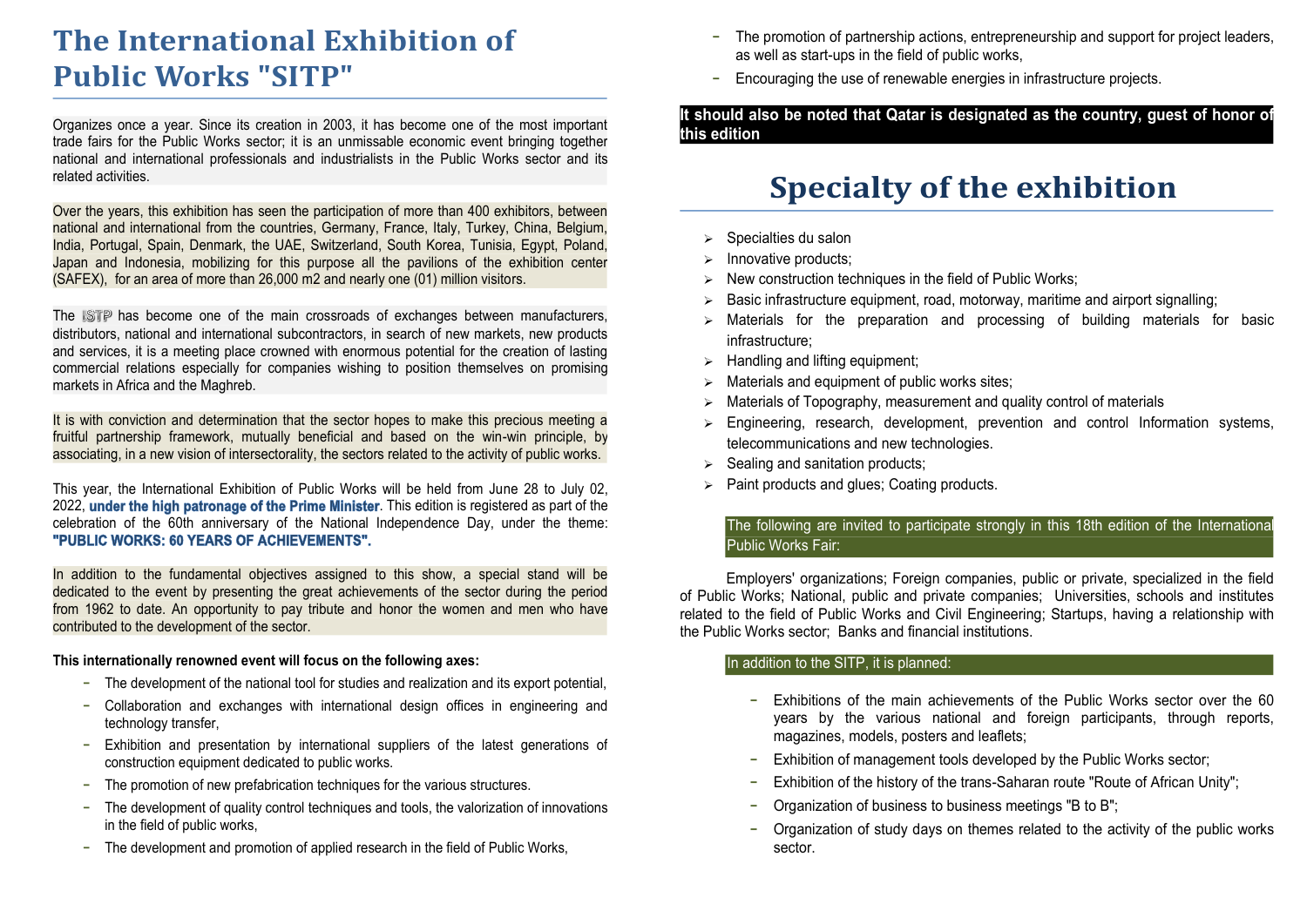# The International Exhibition of Public Works "SITP"

Organizes once a year. Since its creation in 2003, it has become one of the most important trade fairs for the Public Works sector; it is an unmissable economic event bringing together national and international professionals and industrialists in the Public Works sector and its related activities.

Over the years, this exhibition has seen the participation of more than 400 exhibitors, between national and international from the countries, Germany, France, Italy, Turkey, China, Belgium, India, Portugal, Spain, Denmark, the UAE, Switzerland, South Korea, Tunisia, Egypt, Poland, Japan and Indonesia, mobilizing for this purpose all the pavilions of the exhibition center (SAFEX), for an area of more than 26,000 m2 and nearly one (01) million visitors.

The ISTP has become one of the main crossroads of exchanges between manufacturers, distributors, national and international subcontractors, in search of new markets, new products and services, it is a meeting place crowned with enormous potential for the creation of lasting commercial relations especially for companies wishing to position themselves on promising markets in Africa and the Maghreb.

It is with conviction and determination that the sector hopes to make this precious meeting a fruitful partnership framework, mutually beneficial and based on the win-win principle, by associating, in a new vision of intersectorality, the sectors related to the activity of public works.

This year, the International Exhibition of Public Works will be held from June 28 to July 02, 2022, **under the high patronage of the Prime Minister**. This edition is registered as part of the celebration of the 60th anniversary of the National Independence Day, under the theme: **"PUBLIC WORKS: 60 YEARS OF ACHIEVEMENTS".**

In addition to the fundamental objectives assigned to this show, a special stand will be dedicated to the event by presenting the great achievements of the sector during the period from 1962 to date. An opportunity to pay tribute and honor the women and men who have contributed to the development of the sector.

**This internationally renowned event will focus on the following axes:**

- The development of the national tool for studies and realization and its export potential,
- Collaboration and exchanges with international design offices in engineering and technology transfer,
- Exhibition and presentation by international suppliers of the latest generations of construction equipment dedicated to public works.
- The promotion of new prefabrication techniques for the various structures.
- The development of quality control techniques and tools, the valorization of innovations in the field of public works,
- The development and promotion of applied research in the field of Public Works,
- The promotion of partnership actions, entrepreneurship and support for project leaders, as well as start-ups in the field of public works,
- Encouraging the use of renewable energies in infrastructure projects.

**It should also be noted that Qatar is designated as the country, guest of honor of this edition**

# Specialty of the exhibition

- Specialties du salon
- Innovative products;
- New construction techniques in the field of Public Works;
- Basic infrastructure equipment, road, motorway, maritime and airport signalling;
- Materials for the preparation and processing of building materials for basic infrastructure;
- Handling and lifting equipment;
- Materials and equipment of public works sites;
- Materials of Topography, measurement and quality control of materials
- Engineering, research, development, prevention and control Information systems, telecommunications and new technologies.
- Sealing and sanitation products;
- Paint products and glues; Coating products.

The following are invited to participate strongly in this 18th edition of the International Public Works Fair:

Employers' organizations; Foreign companies, public or private, specialized in the field of Public Works; National, public and private companies; Universities, schools and institutes related to the field of Public Works and Civil Engineering; Startups, having a relationship with the Public Works sector; Banks and financial institutions.

In addition to the SITP, it is planned:

- Exhibitions of the main achievements of the Public Works sector over the 60 years by the various national and foreign participants, through reports, magazines, models, posters and leaflets;
- Exhibition of management tools developed by the Public Works sector;
- Exhibition of the history of the trans-Saharan route "Route of African Unity";
- Organization of business to business meetings "B to B";
- Organization of study days on themes related to the activity of the public works sector.